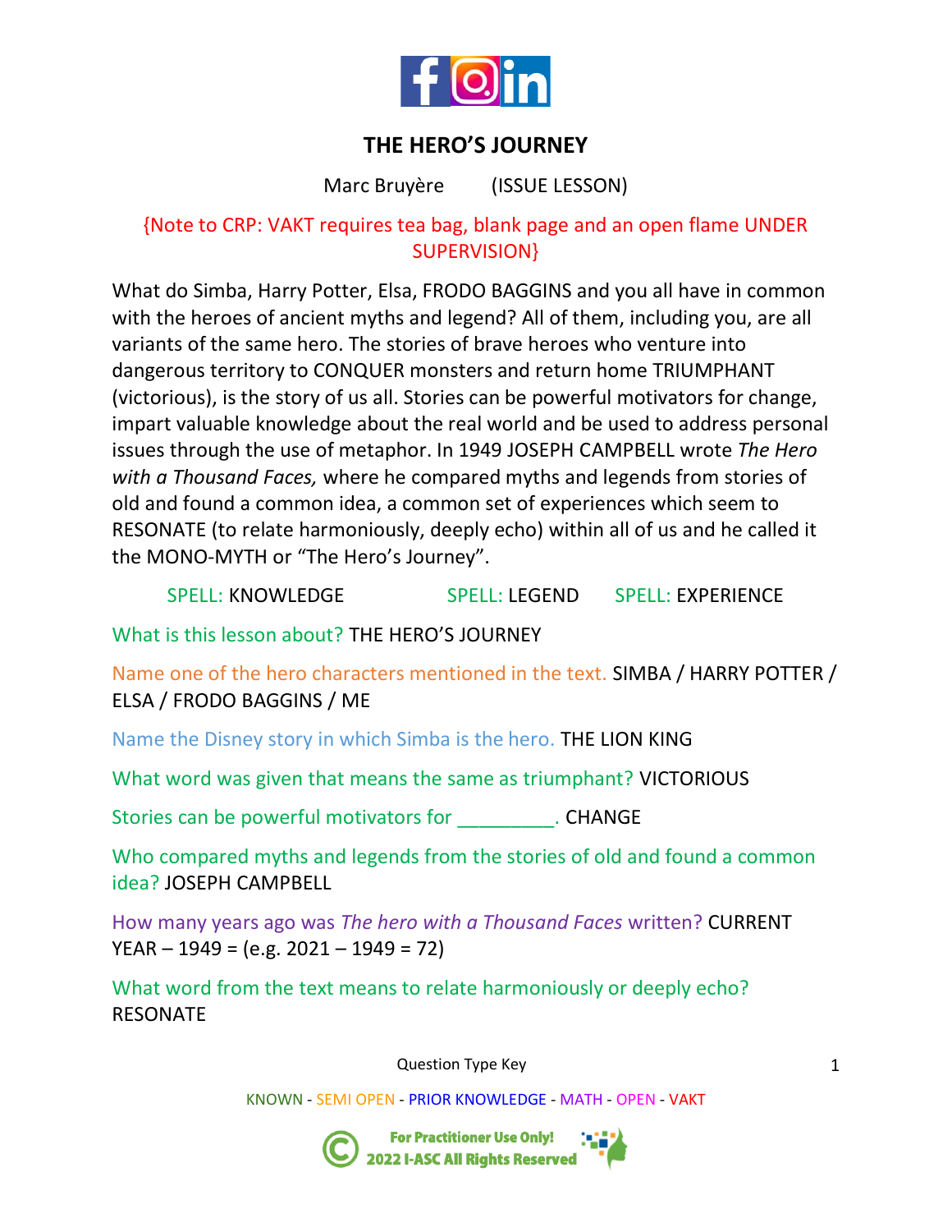# THE HERO'S JOURNEY

Marc Bruyère (ISSUE LESSON)

{Note to CRP: VAKT requires tea bag, blank page and an open flame UNDER SUPERVISION}

What do Simba, Harry Potter, Elsa, FRODO BAGGINS and you all have in common with the heroes of ancient myths and legend? All of them, including you, are all variants of the same hero. The stories of brave heroes who venture into dangerous territory to CONQUER monsters and return home TRIUMPHANT (victorious), is the story of us all. Stories can be powerful motivators for change, impart valuable knowledge about the real world and be used to address personal issues through the use of metaphor. In 1949 JOSEPH CAMPBELL wrote *The Hero with a Thousand Faces,* where he compared myths and legends from stories of old and found a common idea, a common set of experiences which seem to RESONATE (to relate harmoniously, deeply echo) within all of us and he called it the MONO-MYTH or "The Hero's Journey".

SPELL: KNOWLEDGE SPELL: LEGEND SPELL: EXPERIENCE

What is this lesson about? THE HERO'S JOURNEY

Name one of the hero characters mentioned in the text. SIMBA / HARRY POTTER / ELSA / FRODO BAGGINS / ME

Name the Disney story in which Simba is the hero. THE LION KING

What word was given that means the same as triumphant? VICTORIOUS

Stories can be powerful motivators for _________. CHANGE

Who compared myths and legends from the stories of old and found a common idea? JOSEPH CAMPBELL

How many years ago was *The hero with a Thousand Faces* written? CURRENT YEAR – 1949 = (e.g. 2021 – 1949 = 72)

What word from the text means to relate harmoniously or deeply echo? RESONATE

Question Type Key

KNOWN - SEMI OPEN - PRIOR KNOWLEDGE - MATH - OPEN - VAKT

For Practitioner Use Only! © 2022 I-ASC All Rights Reserved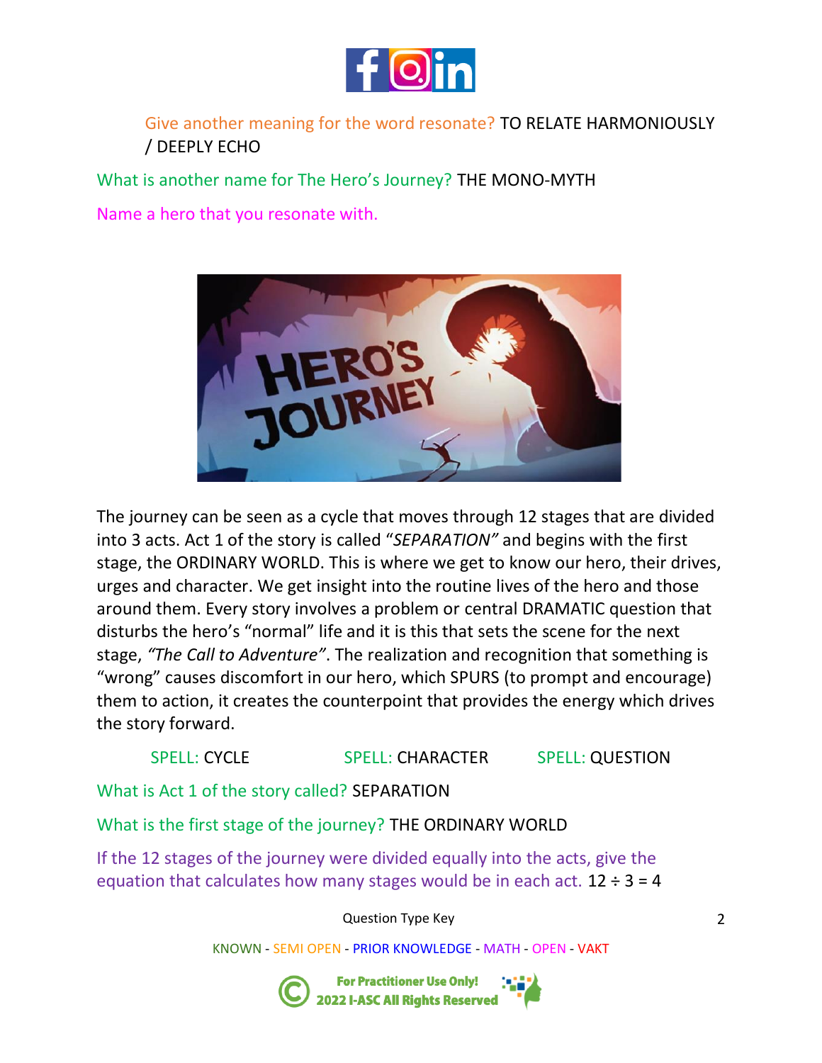Give another meaning for the word resonate? TO RELATE HARMONIOUSLY / DEEPLY ECHO

What is another name for The Hero's Journey? THE MONO-MYTH

Name a hero that you resonate with.

The journey can be seen as a cycle that moves through 12 stages that are divided into 3 acts. Act 1 of the story is called "*SEPARATION"* and begins with the first stage, the ORDINARY WORLD. This is where we get to know our hero, their drives, urges and character. We get insight into the routine lives of the hero and those around them. Every story involves a problem or central DRAMATIC question that disturbs the hero's "normal" life and it is this that sets the scene for the next stage, *"The Call to Adventure"*. The realization and recognition that something is "wrong" causes discomfort in our hero, which SPURS (to prompt and encourage) them to action, it creates the counterpoint that provides the energy which drives the story forward.

SPELL: CYCLE SPELL: CHARACTER SPELL: QUESTION

What is Act 1 of the story called? SEPARATION

What is the first stage of the journey? THE ORDINARY WORLD

If the 12 stages of the journey were divided equally into the acts, give the equation that calculates how many stages would be in each act. $12 \div 3 = 4$

Question Type Key

KNOWN - SEMI OPEN - PRIOR KNOWLEDGE - MATH - OPEN - VAKT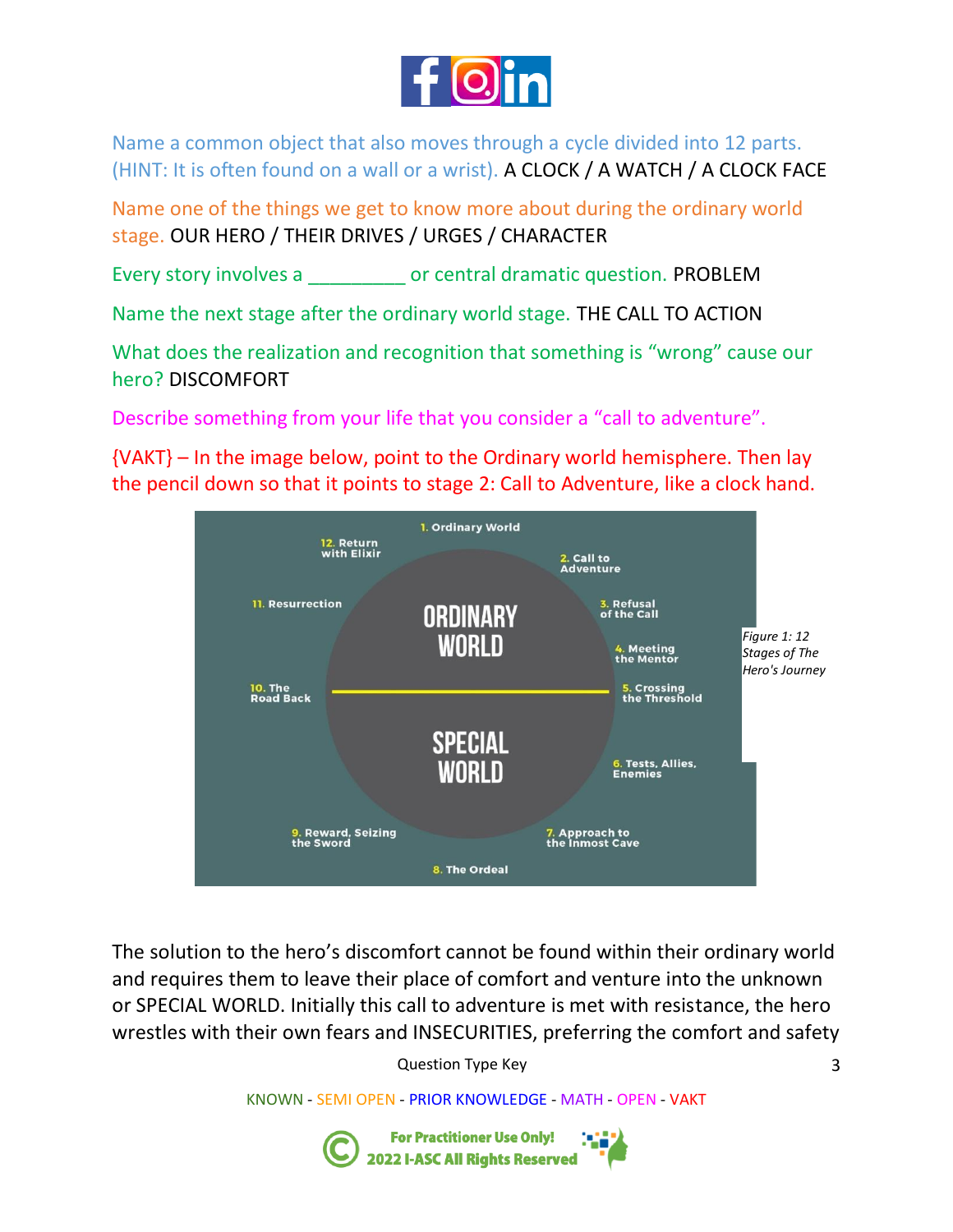Name a common object that also moves through a cycle divided into 12 parts. (HINT: It is often found on a wall or a wrist). A CLOCK / A WATCH / A CLOCK FACE

Name one of the things we get to know more about during the ordinary world stage. OUR HERO / THEIR DRIVES / URGES / CHARACTER

Every story involves a _________ or central dramatic question. PROBLEM

Name the next stage after the ordinary world stage. THE CALL TO ACTION

What does the realization and recognition that something is "wrong" cause our hero? DISCOMFORT

Describe something from your life that you consider a "call to adventure".

{VAKT} – In the image below, point to the Ordinary world hemisphere. Then lay the pencil down so that it points to stage 2: Call to Adventure, like a clock hand.

1. Ordinary World
2. Call to Adventure
3. Refusal of the Call
4. Meeting the Mentor
5. Crossing the Threshold
6. Tests, Allies, Enemies
7. Approach to the Inmost Cave
8. The Ordeal
9. Reward, Seizing the Sword
10. The Road Back
11. Resurrection
12. Return with Elixir

ORDINARY WORLD

SPECIAL WORLD

*Figure 1: 12 Stages of The Hero's Journey*

The solution to the hero's discomfort cannot be found within their ordinary world and requires them to leave their place of comfort and venture into the unknown or SPECIAL WORLD. Initially this call to adventure is met with resistance, the hero wrestles with their own fears and INSECURITIES, preferring the comfort and safety

Question Type Key

KNOWN - SEMI OPEN - PRIOR KNOWLEDGE - MATH - OPEN - VAKT

For Practitioner Use Only! 2022 I-ASC All Rights Reserved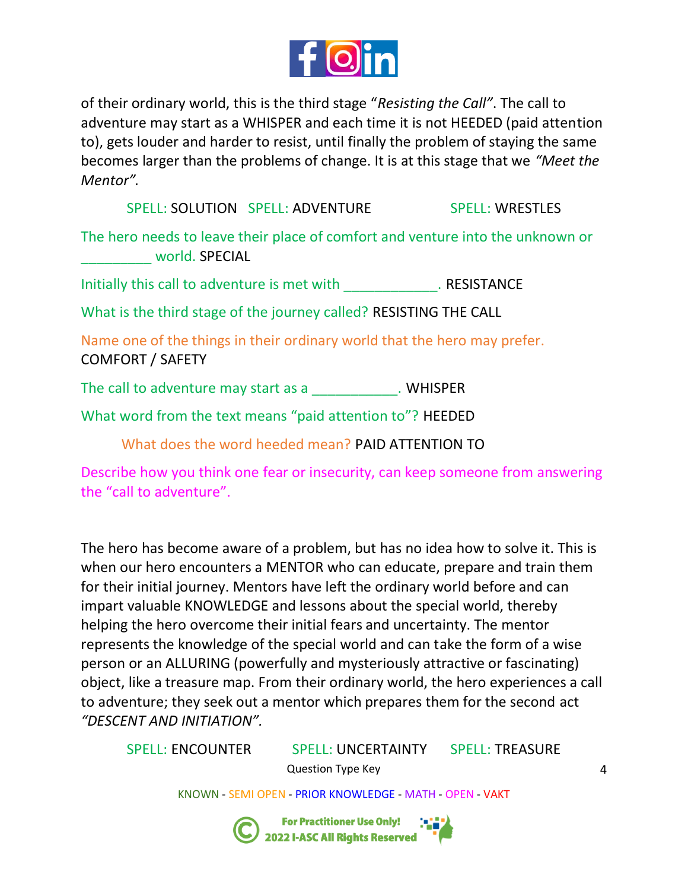of their ordinary world, this is the third stage "*Resisting the Call*". The call to adventure may start as a WHISPER and each time it is not HEEDED (paid attention to), gets louder and harder to resist, until finally the problem of staying the same becomes larger than the problems of change. It is at this stage that we *"Meet the Mentor".*

SPELL: SOLUTION   SPELL: ADVENTURE   SPELL: WRESTLES

The hero needs to leave their place of comfort and venture into the unknown or _________ world. SPECIAL

Initially this call to adventure is met with ____________. RESISTANCE

What is the third stage of the journey called? RESISTING THE CALL

Name one of the things in their ordinary world that the hero may prefer. COMFORT / SAFETY

The call to adventure may start as a ___________. WHISPER

What word from the text means "paid attention to"? HEEDED

What does the word heeded mean? PAID ATTENTION TO

Describe how you think one fear or insecurity, can keep someone from answering the "call to adventure".

The hero has become aware of a problem, but has no idea how to solve it. This is when our hero encounters a MENTOR who can educate, prepare and train them for their initial journey. Mentors have left the ordinary world before and can impart valuable KNOWLEDGE and lessons about the special world, thereby helping the hero overcome their initial fears and uncertainty. The mentor represents the knowledge of the special world and can take the form of a wise person or an ALLURING (powerfully and mysteriously attractive or fascinating) object, like a treasure map. From their ordinary world, the hero experiences a call to adventure; they seek out a mentor which prepares them for the second act *"DESCENT AND INITIATION".*

SPELL: ENCOUNTER   SPELL: UNCERTAINTY   SPELL: TREASURE

Question Type Key

KNOWN - SEMI OPEN - PRIOR KNOWLEDGE - MATH - OPEN - VAKT

For Practitioner Use Only! © 2022 I-ASC All Rights Reserved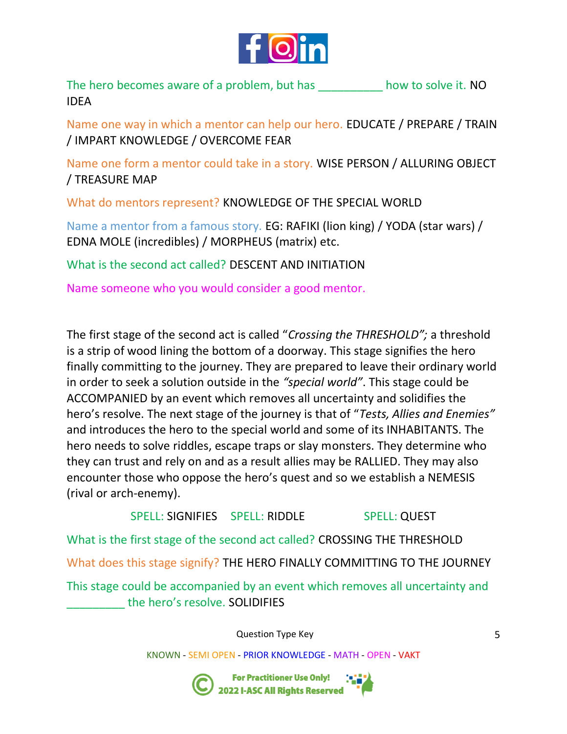The hero becomes aware of a problem, but has __________ how to solve it. NO IDEA

Name one way in which a mentor can help our hero. EDUCATE / PREPARE / TRAIN / IMPART KNOWLEDGE / OVERCOME FEAR

Name one form a mentor could take in a story. WISE PERSON / ALLURING OBJECT / TREASURE MAP

What do mentors represent? KNOWLEDGE OF THE SPECIAL WORLD

Name a mentor from a famous story. EG: RAFIKI (lion king) / YODA (star wars) / EDNA MOLE (incredibles) / MORPHEUS (matrix) etc.

What is the second act called? DESCENT AND INITIATION

Name someone who you would consider a good mentor.

The first stage of the second act is called "*Crossing the THRESHOLD";* a threshold is a strip of wood lining the bottom of a doorway. This stage signifies the hero finally committing to the journey. They are prepared to leave their ordinary world in order to seek a solution outside in the *"special world"*. This stage could be ACCOMPANIED by an event which removes all uncertainty and solidifies the hero's resolve. The next stage of the journey is that of "*Tests, Allies and Enemies"* and introduces the hero to the special world and some of its INHABITANTS. The hero needs to solve riddles, escape traps or slay monsters. They determine who they can trust and rely on and as a result allies may be RALLIED. They may also encounter those who oppose the hero's quest and so we establish a NEMESIS (rival or arch-enemy).

SPELL: SIGNIFIES SPELL: RIDDLE SPELL: QUEST

What is the first stage of the second act called? CROSSING THE THRESHOLD

What does this stage signify? THE HERO FINALLY COMMITTING TO THE JOURNEY

This stage could be accompanied by an event which removes all uncertainty and _________ the hero's resolve. SOLIDIFIES

Question Type Key

KNOWN - SEMI OPEN - PRIOR KNOWLEDGE - MATH - OPEN - VAKT

For Practitioner Use Only! 2022 I-ASC All Rights Reserved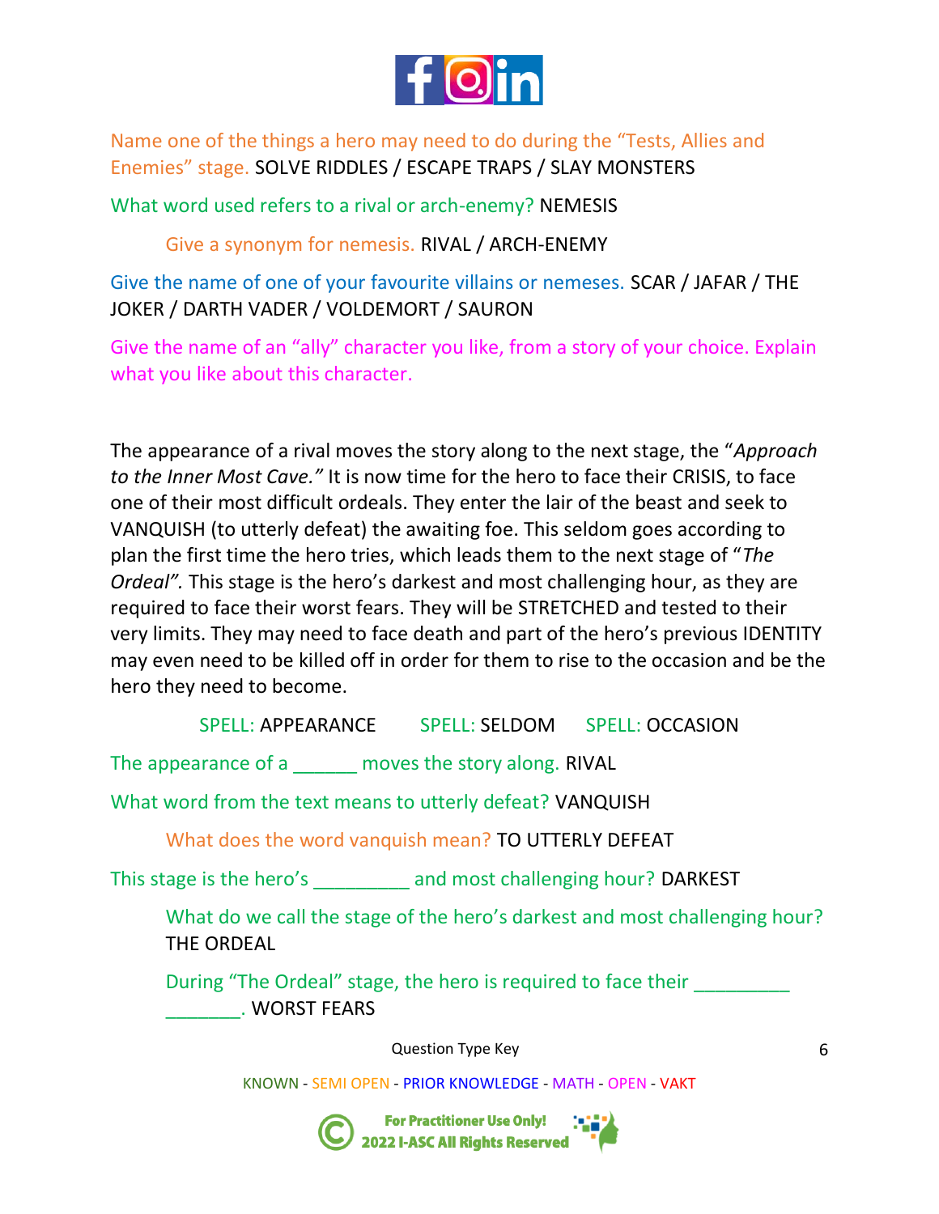Name one of the things a hero may need to do during the "Tests, Allies and Enemies" stage. SOLVE RIDDLES / ESCAPE TRAPS / SLAY MONSTERS

What word used refers to a rival or arch-enemy? NEMESIS

Give a synonym for nemesis. RIVAL / ARCH-ENEMY

Give the name of one of your favourite villains or nemeses. SCAR / JAFAR / THE JOKER / DARTH VADER / VOLDEMORT / SAURON

Give the name of an "ally" character you like, from a story of your choice. Explain what you like about this character.

The appearance of a rival moves the story along to the next stage, the "*Approach to the Inner Most Cave.*" It is now time for the hero to face their CRISIS, to face one of their most difficult ordeals. They enter the lair of the beast and seek to VANQUISH (to utterly defeat) the awaiting foe. This seldom goes according to plan the first time the hero tries, which leads them to the next stage of "*The Ordeal".* This stage is the hero's darkest and most challenging hour, as they are required to face their worst fears. They will be STRETCHED and tested to their very limits. They may need to face death and part of the hero's previous IDENTITY may even need to be killed off in order for them to rise to the occasion and be the hero they need to become.

SPELL: APPEARANCE SPELL: SELDOM SPELL: OCCASION

The appearance of a ______ moves the story along. RIVAL

What word from the text means to utterly defeat? VANQUISH

What does the word vanquish mean? TO UTTERLY DEFEAT

This stage is the hero's _________ and most challenging hour? DARKEST

What do we call the stage of the hero's darkest and most challenging hour? THE ORDEAL

During "The Ordeal" stage, the hero is required to face their _________ _______. WORST FEARS

Question Type Key

KNOWN - SEMI OPEN - PRIOR KNOWLEDGE - MATH - OPEN - VAKT

For Practitioner Use Only! 2022 I-ASC All Rights Reserved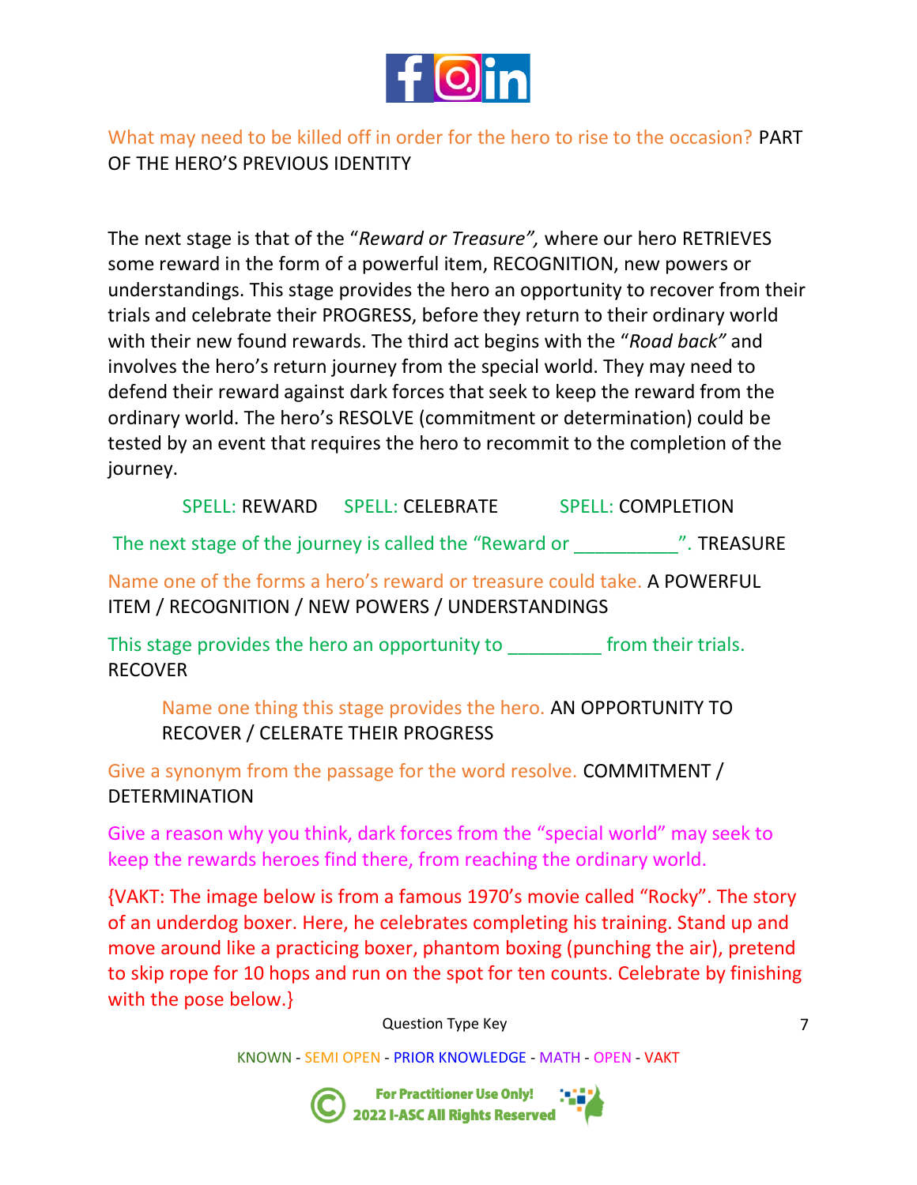What may need to be killed off in order for the hero to rise to the occasion? PART OF THE HERO'S PREVIOUS IDENTITY

The next stage is that of the "*Reward or Treasure",* where our hero RETRIEVES some reward in the form of a powerful item, RECOGNITION, new powers or understandings. This stage provides the hero an opportunity to recover from their trials and celebrate their PROGRESS, before they return to their ordinary world with their new found rewards. The third act begins with the "*Road back"* and involves the hero's return journey from the special world. They may need to defend their reward against dark forces that seek to keep the reward from the ordinary world. The hero's RESOLVE (commitment or determination) could be tested by an event that requires the hero to recommit to the completion of the journey.

SPELL: REWARD     SPELL: CELEBRATE     SPELL: COMPLETION

The next stage of the journey is called the "Reward or __________". TREASURE

Name one of the forms a hero's reward or treasure could take. A POWERFUL ITEM / RECOGNITION / NEW POWERS / UNDERSTANDINGS

This stage provides the hero an opportunity to _________ from their trials. RECOVER

Name one thing this stage provides the hero. AN OPPORTUNITY TO RECOVER / CELERATE THEIR PROGRESS

Give a synonym from the passage for the word resolve. COMMITMENT / DETERMINATION

Give a reason why you think, dark forces from the "special world" may seek to keep the rewards heroes find there, from reaching the ordinary world.

{VAKT: The image below is from a famous 1970's movie called "Rocky". The story of an underdog boxer. Here, he celebrates completing his training. Stand up and move around like a practicing boxer, phantom boxing (punching the air), pretend to skip rope for 10 hops and run on the spot for ten counts. Celebrate by finishing with the pose below.}

Question Type Key

KNOWN - SEMI OPEN - PRIOR KNOWLEDGE - MATH - OPEN - VAKT

For Practitioner Use Only!
2022 I-ASC All Rights Reserved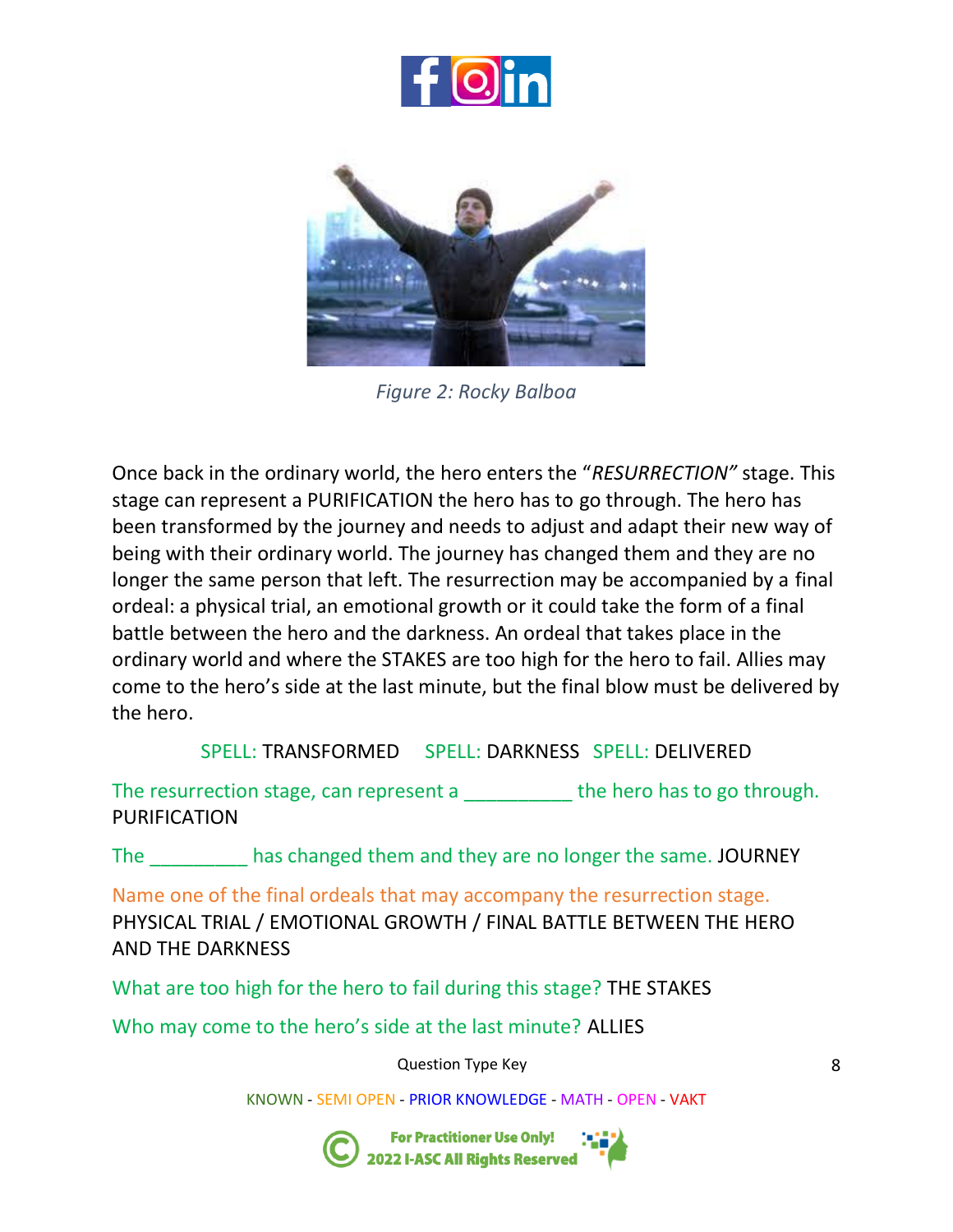*Figure 2: Rocky Balboa*

Once back in the ordinary world, the hero enters the "*RESURRECTION"* stage. This stage can represent a PURIFICATION the hero has to go through. The hero has been transformed by the journey and needs to adjust and adapt their new way of being with their ordinary world. The journey has changed them and they are no longer the same person that left. The resurrection may be accompanied by a final ordeal: a physical trial, an emotional growth or it could take the form of a final battle between the hero and the darkness. An ordeal that takes place in the ordinary world and where the STAKES are too high for the hero to fail. Allies may come to the hero's side at the last minute, but the final blow must be delivered by the hero.

SPELL: TRANSFORMED SPELL: DARKNESS SPELL: DELIVERED

The resurrection stage, can represent a __________ the hero has to go through. PURIFICATION

The _________ has changed them and they are no longer the same. JOURNEY

Name one of the final ordeals that may accompany the resurrection stage. PHYSICAL TRIAL / EMOTIONAL GROWTH / FINAL BATTLE BETWEEN THE HERO AND THE DARKNESS

What are too high for the hero to fail during this stage? THE STAKES

Who may come to the hero's side at the last minute? ALLIES

Question Type Key

KNOWN - SEMI OPEN - PRIOR KNOWLEDGE - MATH - OPEN - VAKT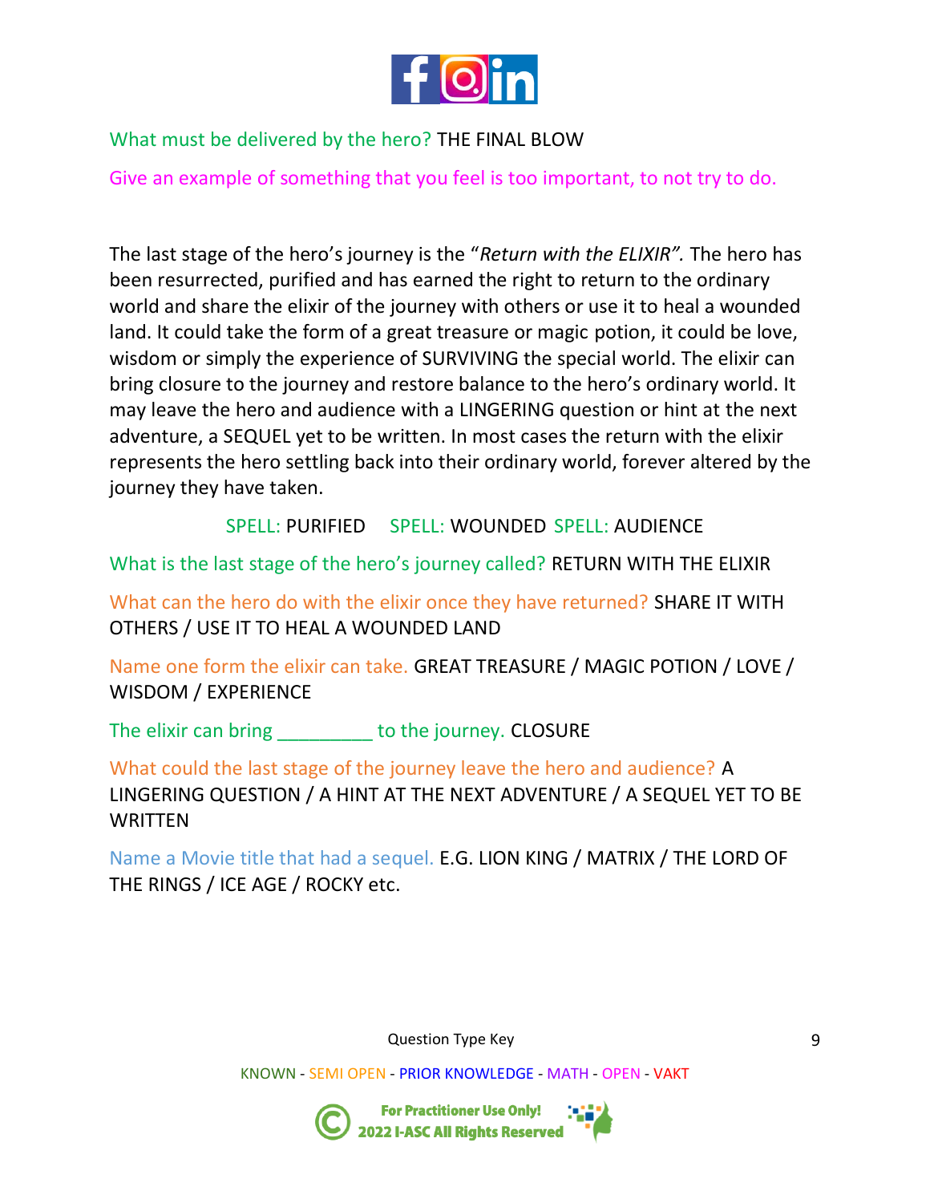What must be delivered by the hero? THE FINAL BLOW

Give an example of something that you feel is too important, to not try to do.

The last stage of the hero's journey is the "*Return with the ELIXIR".* The hero has been resurrected, purified and has earned the right to return to the ordinary world and share the elixir of the journey with others or use it to heal a wounded land. It could take the form of a great treasure or magic potion, it could be love, wisdom or simply the experience of SURVIVING the special world. The elixir can bring closure to the journey and restore balance to the hero's ordinary world. It may leave the hero and audience with a LINGERING question or hint at the next adventure, a SEQUEL yet to be written. In most cases the return with the elixir represents the hero settling back into their ordinary world, forever altered by the journey they have taken.

SPELL: PURIFIED SPELL: WOUNDED SPELL: AUDIENCE

What is the last stage of the hero's journey called? RETURN WITH THE ELIXIR

What can the hero do with the elixir once they have returned? SHARE IT WITH OTHERS / USE IT TO HEAL A WOUNDED LAND

Name one form the elixir can take. GREAT TREASURE / MAGIC POTION / LOVE / WISDOM / EXPERIENCE

The elixir can bring _________ to the journey. CLOSURE

What could the last stage of the journey leave the hero and audience? A LINGERING QUESTION / A HINT AT THE NEXT ADVENTURE / A SEQUEL YET TO BE WRITTEN

Name a Movie title that had a sequel. E.G. LION KING / MATRIX / THE LORD OF THE RINGS / ICE AGE / ROCKY etc.

Question Type Key

KNOWN - SEMI OPEN - PRIOR KNOWLEDGE - MATH - OPEN - VAKT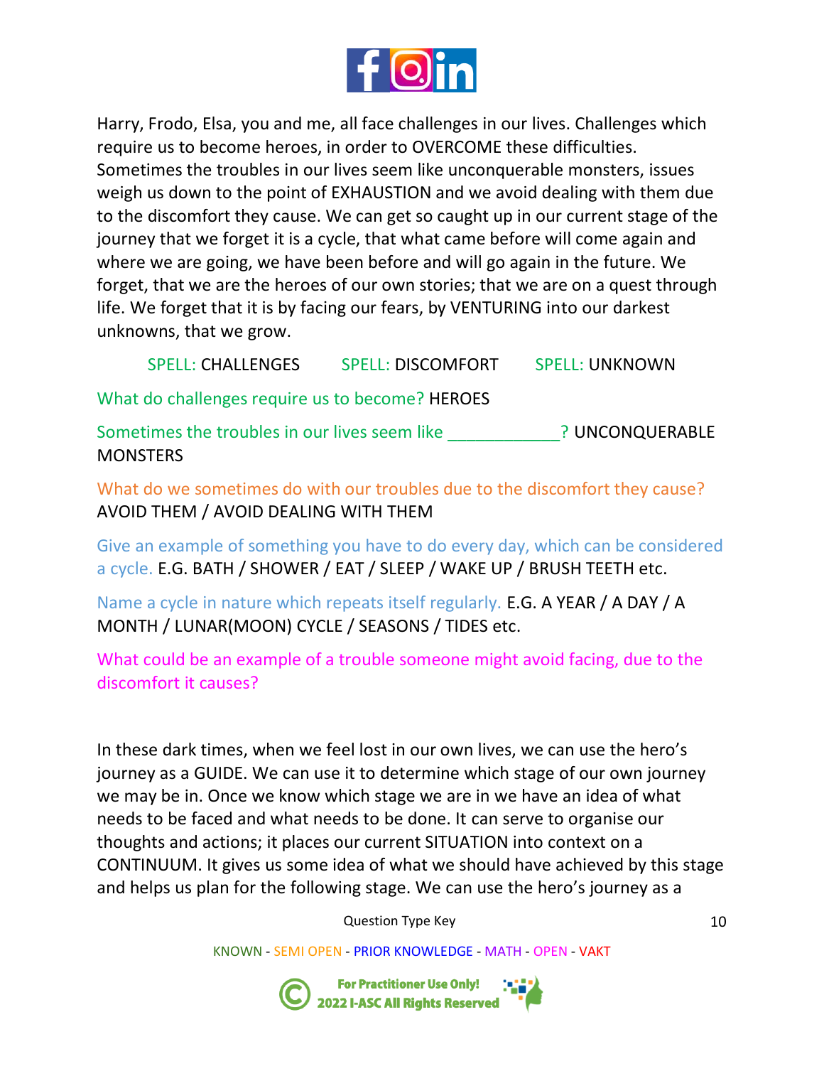Harry, Frodo, Elsa, you and me, all face challenges in our lives. Challenges which require us to become heroes, in order to OVERCOME these difficulties. Sometimes the troubles in our lives seem like unconquerable monsters, issues weigh us down to the point of EXHAUSTION and we avoid dealing with them due to the discomfort they cause. We can get so caught up in our current stage of the journey that we forget it is a cycle, that what came before will come again and where we are going, we have been before and will go again in the future. We forget, that we are the heroes of our own stories; that we are on a quest through life. We forget that it is by facing our fears, by VENTURING into our darkest unknowns, that we grow.

SPELL: CHALLENGES SPELL: DISCOMFORT SPELL: UNKNOWN

What do challenges require us to become? HEROES

Sometimes the troubles in our lives seem like ___________? UNCONQUERABLE MONSTERS

What do we sometimes do with our troubles due to the discomfort they cause? AVOID THEM / AVOID DEALING WITH THEM

Give an example of something you have to do every day, which can be considered a cycle. E.G. BATH / SHOWER / EAT / SLEEP / WAKE UP / BRUSH TEETH etc.

Name a cycle in nature which repeats itself regularly. E.G. A YEAR / A DAY / A MONTH / LUNAR(MOON) CYCLE / SEASONS / TIDES etc.

What could be an example of a trouble someone might avoid facing, due to the discomfort it causes?

In these dark times, when we feel lost in our own lives, we can use the hero's journey as a GUIDE. We can use it to determine which stage of our own journey we may be in. Once we know which stage we are in we have an idea of what needs to be faced and what needs to be done. It can serve to organise our thoughts and actions; it places our current SITUATION into context on a CONTINUUM. It gives us some idea of what we should have achieved by this stage and helps us plan for the following stage. We can use the hero's journey as a

Question Type Key

KNOWN - SEMI OPEN - PRIOR KNOWLEDGE - MATH - OPEN - VAKT

For Practitioner Use Only!
© 2022 I-ASC All Rights Reserved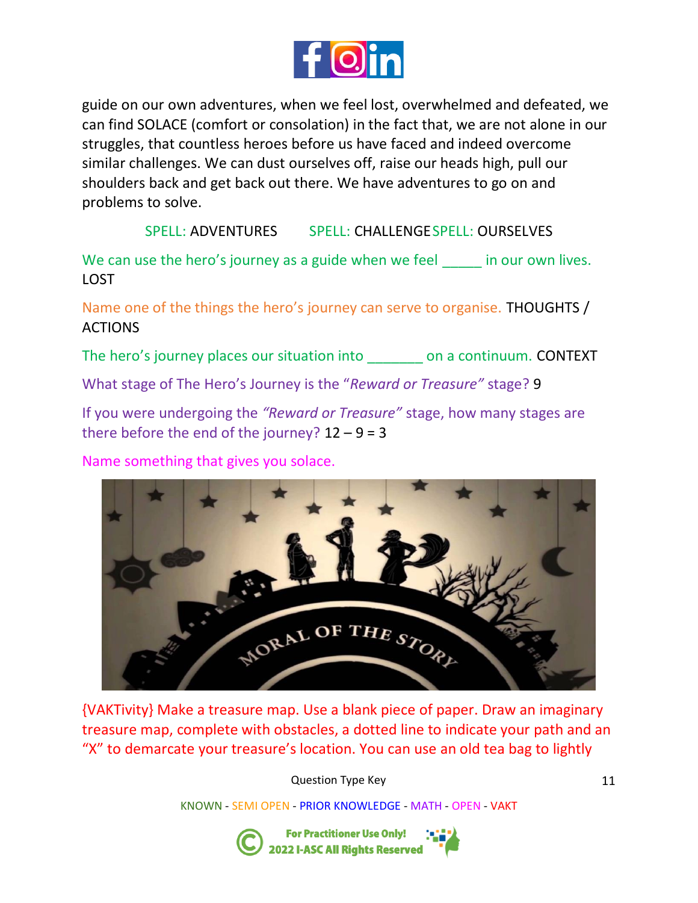guide on our own adventures, when we feel lost, overwhelmed and defeated, we can find SOLACE (comfort or consolation) in the fact that, we are not alone in our struggles, that countless heroes before us have faced and indeed overcome similar challenges. We can dust ourselves off, raise our heads high, pull our shoulders back and get back out there. We have adventures to go on and problems to solve.

SPELL: ADVENTURES SPELL: CHALLENGE SPELL: OURSELVES

We can use the hero's journey as a guide when we feel _____ in our own lives. LOST

Name one of the things the hero's journey can serve to organise. THOUGHTS / ACTIONS

The hero's journey places our situation into _______ on a continuum. CONTEXT

What stage of The Hero's Journey is the "*Reward or Treasure*" stage? 9

If you were undergoing the *"Reward or Treasure"* stage, how many stages are there before the end of the journey? 12 – 9 = 3

Name something that gives you solace.

{VAKTivity} Make a treasure map. Use a blank piece of paper. Draw an imaginary treasure map, complete with obstacles, a dotted line to indicate your path and an "X" to demarcate your treasure's location. You can use an old tea bag to lightly

Question Type Key

KNOWN - SEMI OPEN - PRIOR KNOWLEDGE - MATH - OPEN - VAKT

For Practitioner Use Only! 2022 I-ASC All Rights Reserved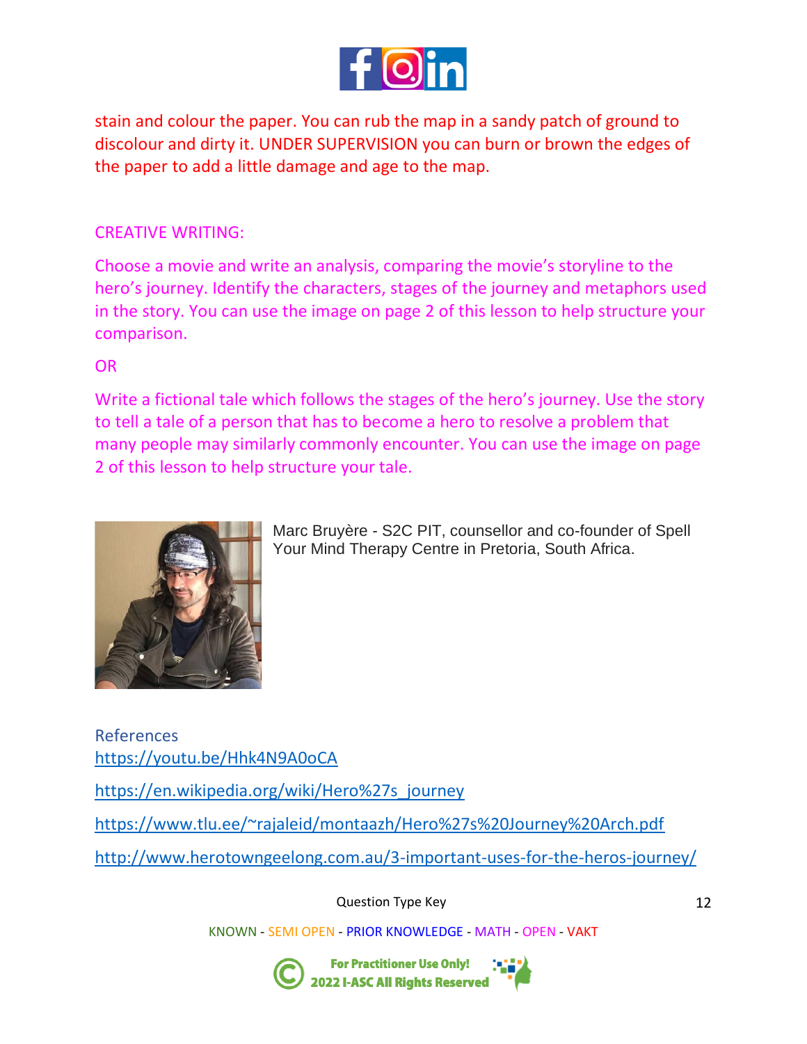stain and colour the paper. You can rub the map in a sandy patch of ground to discolour and dirty it. UNDER SUPERVISION you can burn or brown the edges of the paper to add a little damage and age to the map.

CREATIVE WRITING:

Choose a movie and write an analysis, comparing the movie's storyline to the hero's journey. Identify the characters, stages of the journey and metaphors used in the story. You can use the image on page 2 of this lesson to help structure your comparison.

OR

Write a fictional tale which follows the stages of the hero's journey. Use the story to tell a tale of a person that has to become a hero to resolve a problem that many people may similarly commonly encounter. You can use the image on page 2 of this lesson to help structure your tale.

Marc Bruyère - S2C PIT, counsellor and co-founder of Spell Your Mind Therapy Centre in Pretoria, South Africa.

References

https://youtu.be/Hhk4N9A0oCA

https://en.wikipedia.org/wiki/Hero%27s_journey

https://www.tlu.ee/~rajaleid/montaazh/Hero%27s%20Journey%20Arch.pdf

http://www.herotowngeelong.com.au/3-important-uses-for-the-heros-journey/

Question Type Key

KNOWN - SEMI OPEN - PRIOR KNOWLEDGE - MATH - OPEN - VAKT

For Practitioner Use Only!
2022 I-ASC All Rights Reserved